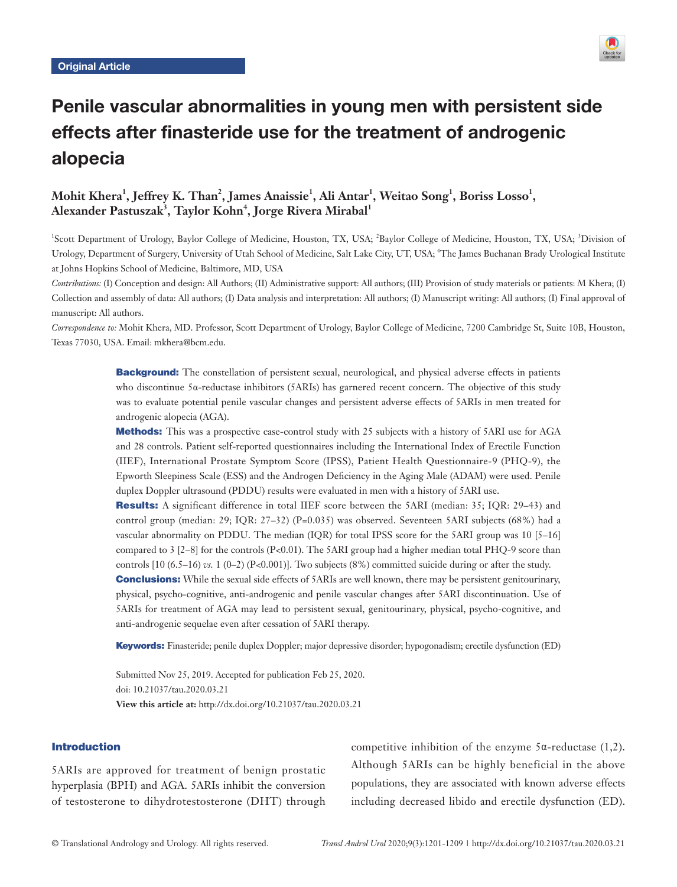Original Article

# Penile vascular abnormalities in young men with persistent side effects after finasteride use for the treatment of androgenic alopecia

**Mohit Khera[1], Jeffrey K. Than[2], James Anaissie[1], Ali Antar[1], Weitao Song[1], Boriss Losso[1], Alexander Pastuszak[3], Taylor Kohn[4], Jorge Rivera Mirabal[1]**

[1]Scott Department of Urology, Baylor College of Medicine, Houston, TX, USA; [2]Baylor College of Medicine, Houston, TX, USA; [3]Division of Urology, Department of Surgery, University of Utah School of Medicine, Salt Lake City, UT, USA; [4]The James Buchanan Brady Urological Institute at Johns Hopkins School of Medicine, Baltimore, MD, USA

*Contributions:* (I) Conception and design: All Authors; (II) Administrative support: All authors; (III) Provision of study materials or patients: M Khera; (I) Collection and assembly of data: All authors; (I) Data analysis and interpretation: All authors; (I) Manuscript writing: All authors; (I) Final approval of manuscript: All authors.

*Correspondence to:* Mohit Khera, MD. Professor, Scott Department of Urology, Baylor College of Medicine, 7200 Cambridge St, Suite 10B, Houston, Texas 77030, USA. Email: mkhera@bcm.edu.

**Background:** The constellation of persistent sexual, neurological, and physical adverse effects in patients who discontinue 5α-reductase inhibitors (5ARIs) has garnered recent concern. The objective of this study was to evaluate potential penile vascular changes and persistent adverse effects of 5ARIs in men treated for androgenic alopecia (AGA).

**Methods:** This was a prospective case-control study with 25 subjects with a history of 5ARI use for AGA and 28 controls. Patient self-reported questionnaires including the International Index of Erectile Function (IIEF), International Prostate Symptom Score (IPSS), Patient Health Questionnaire-9 (PHQ-9), the Epworth Sleepiness Scale (ESS) and the Androgen Deficiency in the Aging Male (ADAM) were used. Penile duplex Doppler ultrasound (PDDU) results were evaluated in men with a history of 5ARI use.

**Results:** A significant difference in total IIEF score between the 5ARI (median: 35; IQR: 29–43) and control group (median: 29; IQR: 27–32) (P=0.035) was observed. Seventeen 5ARI subjects (68%) had a vascular abnormality on PDDU. The median (IQR) for total IPSS score for the 5ARI group was 10 [5–16] compared to 3 [2–8] for the controls (P<0.01). The 5ARI group had a higher median total PHQ-9 score than controls [10 (6.5–16) *vs.* 1 (0–2) (P<0.001)]. Two subjects (8%) committed suicide during or after the study.

**Conclusions:** While the sexual side effects of 5ARIs are well known, there may be persistent genitourinary, physical, psycho-cognitive, anti-androgenic and penile vascular changes after 5ARI discontinuation. Use of 5ARIs for treatment of AGA may lead to persistent sexual, genitourinary, physical, psycho-cognitive, and anti-androgenic sequelae even after cessation of 5ARI therapy.

**Keywords:** Finasteride; penile duplex Doppler; major depressive disorder; hypogonadism; erectile dysfunction (ED)

Submitted Nov 25, 2019. Accepted for publication Feb 25, 2020.
doi: 10.21037/tau.2020.03.21
**View this article at:** http://dx.doi.org/10.21037/tau.2020.03.21

## Introduction

5ARIs are approved for treatment of benign prostatic hyperplasia (BPH) and AGA. 5ARIs inhibit the conversion of testosterone to dihydrotestosterone (DHT) through competitive inhibition of the enzyme 5α-reductase (1,2). Although 5ARIs can be highly beneficial in the above populations, they are associated with known adverse effects including decreased libido and erectile dysfunction (ED).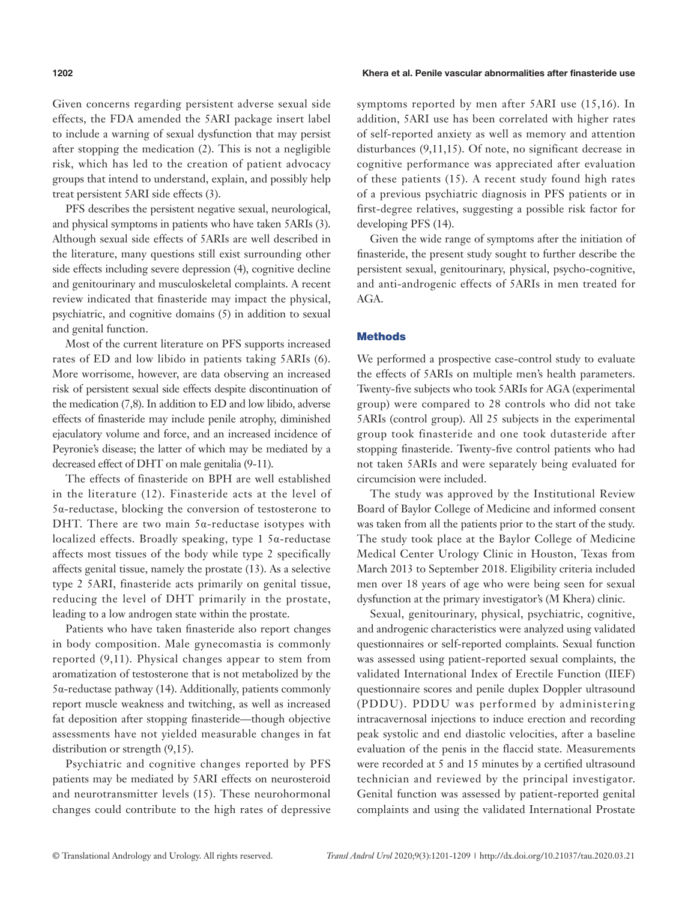Given concerns regarding persistent adverse sexual side effects, the FDA amended the 5ARI package insert label to include a warning of sexual dysfunction that may persist after stopping the medication (2). This is not a negligible risk, which has led to the creation of patient advocacy groups that intend to understand, explain, and possibly help treat persistent 5ARI side effects (3).

PFS describes the persistent negative sexual, neurological, and physical symptoms in patients who have taken 5ARIs (3). Although sexual side effects of 5ARIs are well described in the literature, many questions still exist surrounding other side effects including severe depression (4), cognitive decline and genitourinary and musculoskeletal complaints. A recent review indicated that finasteride may impact the physical, psychiatric, and cognitive domains (5) in addition to sexual and genital function.

Most of the current literature on PFS supports increased rates of ED and low libido in patients taking 5ARIs (6). More worrisome, however, are data observing an increased risk of persistent sexual side effects despite discontinuation of the medication (7,8). In addition to ED and low libido, adverse effects of finasteride may include penile atrophy, diminished ejaculatory volume and force, and an increased incidence of Peyronie's disease; the latter of which may be mediated by a decreased effect of DHT on male genitalia (9-11).

The effects of finasteride on BPH are well established in the literature (12). Finasteride acts at the level of 5α-reductase, blocking the conversion of testosterone to DHT. There are two main 5α-reductase isotypes with localized effects. Broadly speaking, type 1 5α-reductase affects most tissues of the body while type 2 specifically affects genital tissue, namely the prostate (13). As a selective type 2 5ARI, finasteride acts primarily on genital tissue, reducing the level of DHT primarily in the prostate, leading to a low androgen state within the prostate.

Patients who have taken finasteride also report changes in body composition. Male gynecomastia is commonly reported (9,11). Physical changes appear to stem from aromatization of testosterone that is not metabolized by the 5α-reductase pathway (14). Additionally, patients commonly report muscle weakness and twitching, as well as increased fat deposition after stopping finasteride—though objective assessments have not yielded measurable changes in fat distribution or strength (9,15).

Psychiatric and cognitive changes reported by PFS patients may be mediated by 5ARI effects on neurosteroid and neurotransmitter levels (15). These neurohormonal changes could contribute to the high rates of depressive symptoms reported by men after 5ARI use (15,16). In addition, 5ARI use has been correlated with higher rates of self-reported anxiety as well as memory and attention disturbances (9,11,15). Of note, no significant decrease in cognitive performance was appreciated after evaluation of these patients (15). A recent study found high rates of a previous psychiatric diagnosis in PFS patients or in first-degree relatives, suggesting a possible risk factor for developing PFS (14).

Given the wide range of symptoms after the initiation of finasteride, the present study sought to further describe the persistent sexual, genitourinary, physical, psycho-cognitive, and anti-androgenic effects of 5ARIs in men treated for AGA.

## Methods

We performed a prospective case-control study to evaluate the effects of 5ARIs on multiple men's health parameters. Twenty-five subjects who took 5ARIs for AGA (experimental group) were compared to 28 controls who did not take 5ARIs (control group). All 25 subjects in the experimental group took finasteride and one took dutasteride after stopping finasteride. Twenty-five control patients who had not taken 5ARIs and were separately being evaluated for circumcision were included.

The study was approved by the Institutional Review Board of Baylor College of Medicine and informed consent was taken from all the patients prior to the start of the study. The study took place at the Baylor College of Medicine Medical Center Urology Clinic in Houston, Texas from March 2013 to September 2018. Eligibility criteria included men over 18 years of age who were being seen for sexual dysfunction at the primary investigator's (M Khera) clinic.

Sexual, genitourinary, physical, psychiatric, cognitive, and androgenic characteristics were analyzed using validated questionnaires or self-reported complaints. Sexual function was assessed using patient-reported sexual complaints, the validated International Index of Erectile Function (IIEF) questionnaire scores and penile duplex Doppler ultrasound (PDDU). PDDU was performed by administering intracavernosal injections to induce erection and recording peak systolic and end diastolic velocities, after a baseline evaluation of the penis in the flaccid state. Measurements were recorded at 5 and 15 minutes by a certified ultrasound technician and reviewed by the principal investigator. Genital function was assessed by patient-reported genital complaints and using the validated International Prostate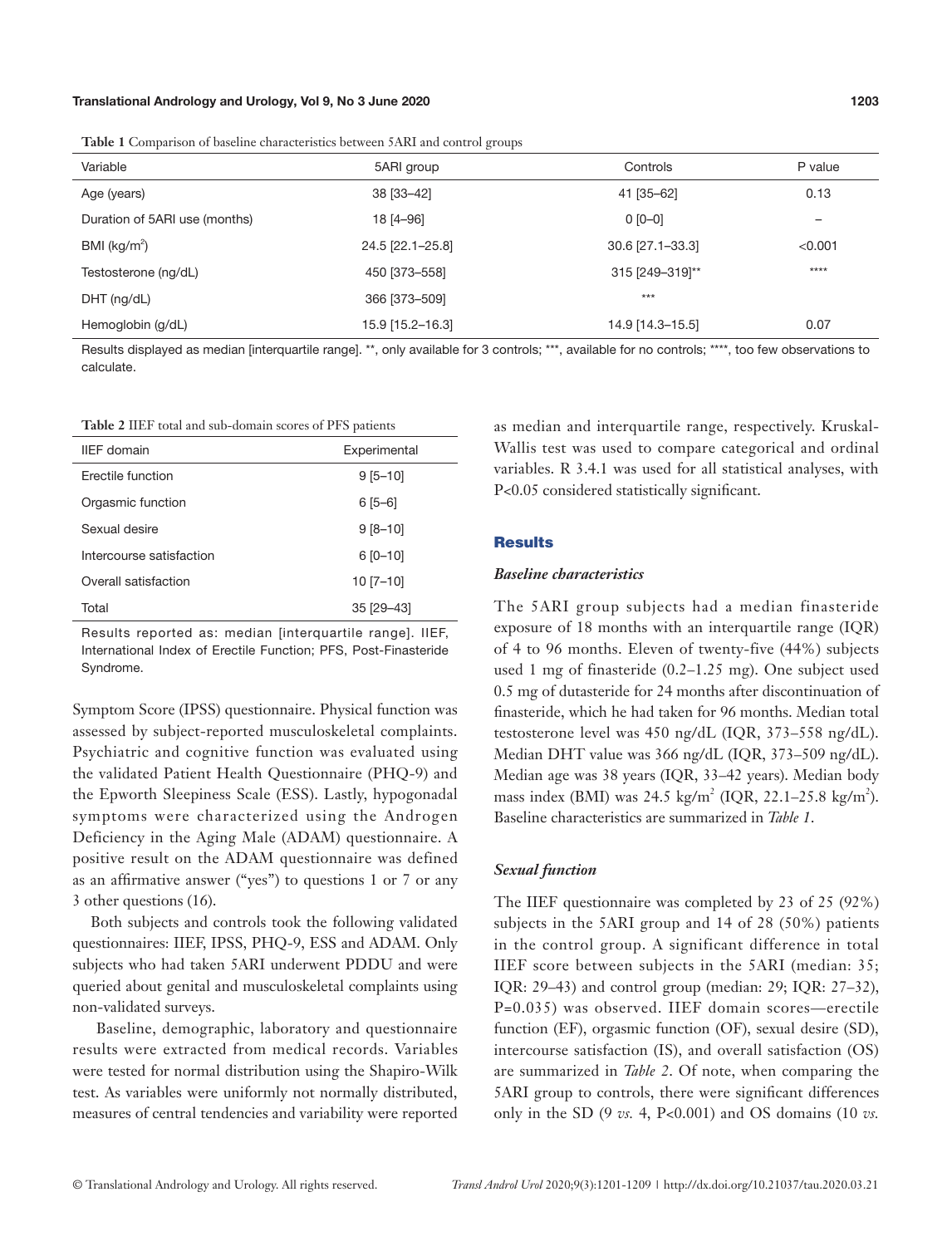**Table 1** Comparison of baseline characteristics between 5ARI and control groups

| Variable | 5ARI group | Controls | P value |
|---|---|---|---|
| Age (years) | 38 [33–42] | 41 [35–62] | 0.13 |
| Duration of 5ARI use (months) | 18 [4–96] | 0 [0–0] | – |
| BMI (kg/m$^2$) | 24.5 [22.1–25.8] | 30.6 [27.1–33.3] | <0.001 |
| Testosterone (ng/dL) | 450 [373–558] | 315 [249–319]** | **** |
| DHT (ng/dL) | 366 [373–509] | *** | |
| Hemoglobin (g/dL) | 15.9 [15.2–16.3] | 14.9 [14.3–15.5] | 0.07 |

Results displayed as median [interquartile range]. **, only available for 3 controls; ***, available for no controls; ****, too few observations to calculate.

**Table 2** IIEF total and sub-domain scores of PFS patients

| IIEF domain | Experimental |
|---|---|
| Erectile function | 9 [5–10] |
| Orgasmic function | 6 [5–6] |
| Sexual desire | 9 [8–10] |
| Intercourse satisfaction | 6 [0–10] |
| Overall satisfaction | 10 [7–10] |
| Total | 35 [29–43] |

Results reported as: median [interquartile range]. IIEF, International Index of Erectile Function; PFS, Post-Finasteride Syndrome.

Symptom Score (IPSS) questionnaire. Physical function was assessed by subject-reported musculoskeletal complaints. Psychiatric and cognitive function was evaluated using the validated Patient Health Questionnaire (PHQ-9) and the Epworth Sleepiness Scale (ESS). Lastly, hypogonadal symptoms were characterized using the Androgen Deficiency in the Aging Male (ADAM) questionnaire. A positive result on the ADAM questionnaire was defined as an affirmative answer ("yes") to questions 1 or 7 or any 3 other questions (16).

Both subjects and controls took the following validated questionnaires: IIEF, IPSS, PHQ-9, ESS and ADAM. Only subjects who had taken 5ARI underwent PDDU and were queried about genital and musculoskeletal complaints using non-validated surveys.

Baseline, demographic, laboratory and questionnaire results were extracted from medical records. Variables were tested for normal distribution using the Shapiro-Wilk test. As variables were uniformly not normally distributed, measures of central tendencies and variability were reported as median and interquartile range, respectively. Kruskal-Wallis test was used to compare categorical and ordinal variables. R 3.4.1 was used for all statistical analyses, with P<0.05 considered statistically significant.

## Results

### *Baseline characteristics*

The 5ARI group subjects had a median finasteride exposure of 18 months with an interquartile range (IQR) of 4 to 96 months. Eleven of twenty-five (44%) subjects used 1 mg of finasteride (0.2–1.25 mg). One subject used 0.5 mg of dutasteride for 24 months after discontinuation of finasteride, which he had taken for 96 months. Median total testosterone level was 450 ng/dL (IQR, 373–558 ng/dL). Median DHT value was 366 ng/dL (IQR, 373–509 ng/dL). Median age was 38 years (IQR, 33–42 years). Median body mass index (BMI) was 24.5 kg/m$^2$ (IQR, 22.1–25.8 kg/m$^2$). Baseline characteristics are summarized in *Table 1*.

### *Sexual function*

The IIEF questionnaire was completed by 23 of 25 (92%) subjects in the 5ARI group and 14 of 28 (50%) patients in the control group. A significant difference in total IIEF score between subjects in the 5ARI (median: 35; IQR: 29–43) and control group (median: 29; IQR: 27–32), P=0.035) was observed. IIEF domain scores—erectile function (EF), orgasmic function (OF), sexual desire (SD), intercourse satisfaction (IS), and overall satisfaction (OS) are summarized in *Table 2*. Of note, when comparing the 5ARI group to controls, there were significant differences only in the SD (9 *vs.* 4, P<0.001) and OS domains (10 *vs.*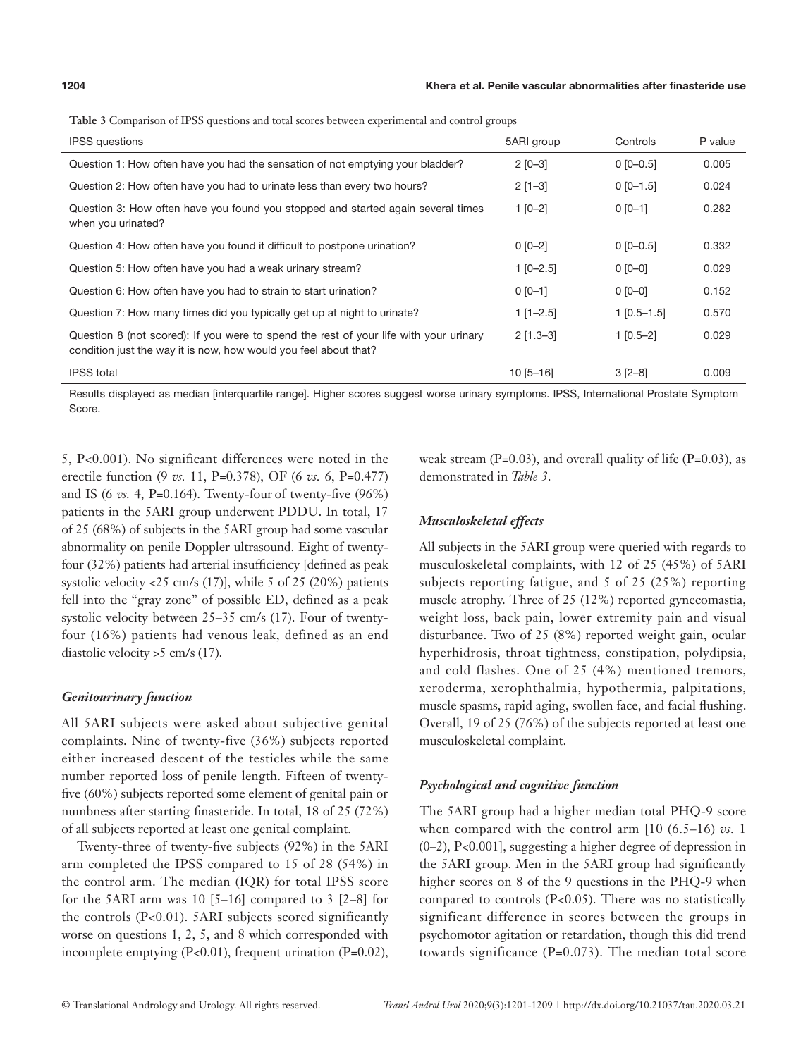**Table 3** Comparison of IPSS questions and total scores between experimental and control groups

| IPSS questions | 5ARI group | Controls | P value |
|---|---|---|---|
| Question 1: How often have you had the sensation of not emptying your bladder? | 2 [0–3] | 0 [0–0.5] | 0.005 |
| Question 2: How often have you had to urinate less than every two hours? | 2 [1–3] | 0 [0–1.5] | 0.024 |
| Question 3: How often have you found you stopped and started again several times when you urinated? | 1 [0–2] | 0 [0–1] | 0.282 |
| Question 4: How often have you found it difficult to postpone urination? | 0 [0–2] | 0 [0–0.5] | 0.332 |
| Question 5: How often have you had a weak urinary stream? | 1 [0–2.5] | 0 [0–0] | 0.029 |
| Question 6: How often have you had to strain to start urination? | 0 [0–1] | 0 [0–0] | 0.152 |
| Question 7: How many times did you typically get up at night to urinate? | 1 [1–2.5] | 1 [0.5–1.5] | 0.570 |
| Question 8 (not scored): If you were to spend the rest of your life with your urinary condition just the way it is now, how would you feel about that? | 2 [1.3–3] | 1 [0.5–2] | 0.029 |
| IPSS total | 10 [5–16] | 3 [2–8] | 0.009 |

Results displayed as median [interquartile range]. Higher scores suggest worse urinary symptoms. IPSS, International Prostate Symptom Score.

5, P<0.001). No significant differences were noted in the erectile function (9 *vs.* 11, P=0.378), OF (6 *vs.* 6, P=0.477) and IS (6 *vs.* 4, P=0.164). Twenty-four of twenty-five (96%) patients in the 5ARI group underwent PDDU. In total, 17 of 25 (68%) of subjects in the 5ARI group had some vascular abnormality on penile Doppler ultrasound. Eight of twenty-four (32%) patients had arterial insufficiency [defined as peak systolic velocity <25 cm/s (17)], while 5 of 25 (20%) patients fell into the "gray zone" of possible ED, defined as a peak systolic velocity between 25–35 cm/s (17). Four of twenty-four (16%) patients had venous leak, defined as an end diastolic velocity >5 cm/s (17).

### *Genitourinary function*

All 5ARI subjects were asked about subjective genital complaints. Nine of twenty-five (36%) subjects reported either increased descent of the testicles while the same number reported loss of penile length. Fifteen of twenty-five (60%) subjects reported some element of genital pain or numbness after starting finasteride. In total, 18 of 25 (72%) of all subjects reported at least one genital complaint.

Twenty-three of twenty-five subjects (92%) in the 5ARI arm completed the IPSS compared to 15 of 28 (54%) in the control arm. The median (IQR) for total IPSS score for the 5ARI arm was 10 [5–16] compared to 3 [2–8] for the controls (P<0.01). 5ARI subjects scored significantly worse on questions 1, 2, 5, and 8 which corresponded with incomplete emptying (P<0.01), frequent urination (P=0.02), weak stream (P=0.03), and overall quality of life (P=0.03), as demonstrated in *Table 3*.

### *Musculoskeletal effects*

All subjects in the 5ARI group were queried with regards to musculoskeletal complaints, with 12 of 25 (45%) of 5ARI subjects reporting fatigue, and 5 of 25 (25%) reporting muscle atrophy. Three of 25 (12%) reported gynecomastia, weight loss, back pain, lower extremity pain and visual disturbance. Two of 25 (8%) reported weight gain, ocular hyperhidrosis, throat tightness, constipation, polydipsia, and cold flashes. One of 25 (4%) mentioned tremors, xeroderma, xerophthalmia, hypothermia, palpitations, muscle spasms, rapid aging, swollen face, and facial flushing. Overall, 19 of 25 (76%) of the subjects reported at least one musculoskeletal complaint.

### *Psychological and cognitive function*

The 5ARI group had a higher median total PHQ-9 score when compared with the control arm [10 (6.5–16) *vs.* 1 (0–2), P<0.001], suggesting a higher degree of depression in the 5ARI group. Men in the 5ARI group had significantly higher scores on 8 of the 9 questions in the PHQ-9 when compared to controls (P<0.05). There was no statistically significant difference in scores between the groups in psychomotor agitation or retardation, though this did trend towards significance (P=0.073). The median total score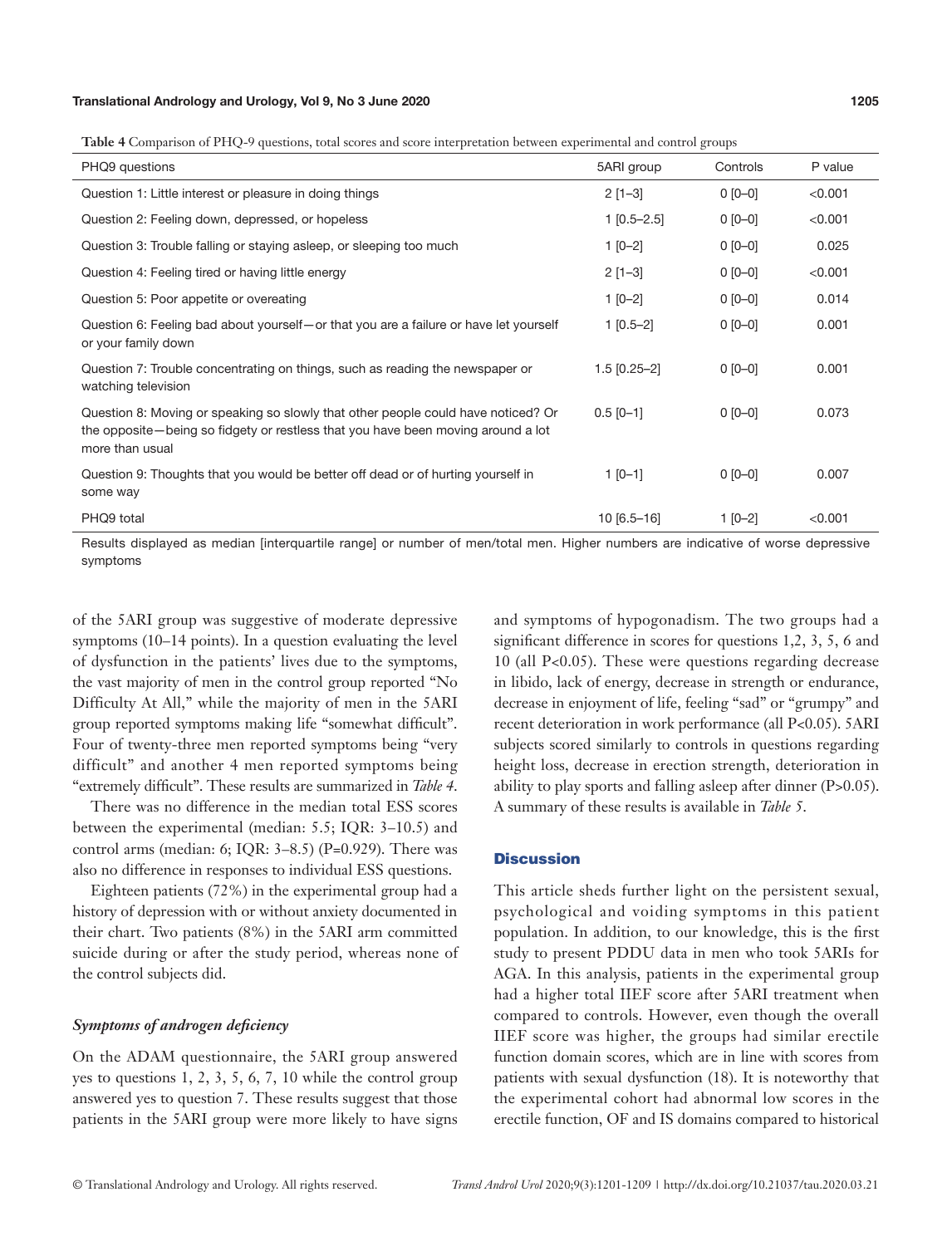**Table 4** Comparison of PHQ-9 questions, total scores and score interpretation between experimental and control groups

| PHQ9 questions | 5ARI group | Controls | P value |
|---|---|---|---|
| Question 1: Little interest or pleasure in doing things | 2 [1–3] | 0 [0–0] | <0.001 |
| Question 2: Feeling down, depressed, or hopeless | 1 [0.5–2.5] | 0 [0–0] | <0.001 |
| Question 3: Trouble falling or staying asleep, or sleeping too much | 1 [0–2] | 0 [0–0] | 0.025 |
| Question 4: Feeling tired or having little energy | 2 [1–3] | 0 [0–0] | <0.001 |
| Question 5: Poor appetite or overeating | 1 [0–2] | 0 [0–0] | 0.014 |
| Question 6: Feeling bad about yourself—or that you are a failure or have let yourself or your family down | 1 [0.5–2] | 0 [0–0] | 0.001 |
| Question 7: Trouble concentrating on things, such as reading the newspaper or watching television | 1.5 [0.25–2] | 0 [0–0] | 0.001 |
| Question 8: Moving or speaking so slowly that other people could have noticed? Or the opposite—being so fidgety or restless that you have been moving around a lot more than usual | 0.5 [0–1] | 0 [0–0] | 0.073 |
| Question 9: Thoughts that you would be better off dead or of hurting yourself in some way | 1 [0–1] | 0 [0–0] | 0.007 |
| PHQ9 total | 10 [6.5–16] | 1 [0–2] | <0.001 |

Results displayed as median [interquartile range] or number of men/total men. Higher numbers are indicative of worse depressive symptoms

of the 5ARI group was suggestive of moderate depressive symptoms (10–14 points). In a question evaluating the level of dysfunction in the patients' lives due to the symptoms, the vast majority of men in the control group reported "No Difficulty At All," while the majority of men in the 5ARI group reported symptoms making life "somewhat difficult". Four of twenty-three men reported symptoms being "very difficult" and another 4 men reported symptoms being "extremely difficult". These results are summarized in *Table 4*.

There was no difference in the median total ESS scores between the experimental (median: 5.5; IQR: 3–10.5) and control arms (median: 6; IQR: 3–8.5) (P=0.929). There was also no difference in responses to individual ESS questions.

Eighteen patients (72%) in the experimental group had a history of depression with or without anxiety documented in their chart. Two patients (8%) in the 5ARI arm committed suicide during or after the study period, whereas none of the control subjects did.

### *Symptoms of androgen deficiency*

On the ADAM questionnaire, the 5ARI group answered yes to questions 1, 2, 3, 5, 6, 7, 10 while the control group answered yes to question 7. These results suggest that those patients in the 5ARI group were more likely to have signs and symptoms of hypogonadism. The two groups had a significant difference in scores for questions 1,2, 3, 5, 6 and 10 (all P<0.05). These were questions regarding decrease in libido, lack of energy, decrease in strength or endurance, decrease in enjoyment of life, feeling "sad" or "grumpy" and recent deterioration in work performance (all P<0.05). 5ARI subjects scored similarly to controls in questions regarding height loss, decrease in erection strength, deterioration in ability to play sports and falling asleep after dinner (P>0.05). A summary of these results is available in *Table 5*.

## Discussion

This article sheds further light on the persistent sexual, psychological and voiding symptoms in this patient population. In addition, to our knowledge, this is the first study to present PDDU data in men who took 5ARIs for AGA. In this analysis, patients in the experimental group had a higher total IIEF score after 5ARI treatment when compared to controls. However, even though the overall IIEF score was higher, the groups had similar erectile function domain scores, which are in line with scores from patients with sexual dysfunction (18). It is noteworthy that the experimental cohort had abnormal low scores in the erectile function, OF and IS domains compared to historical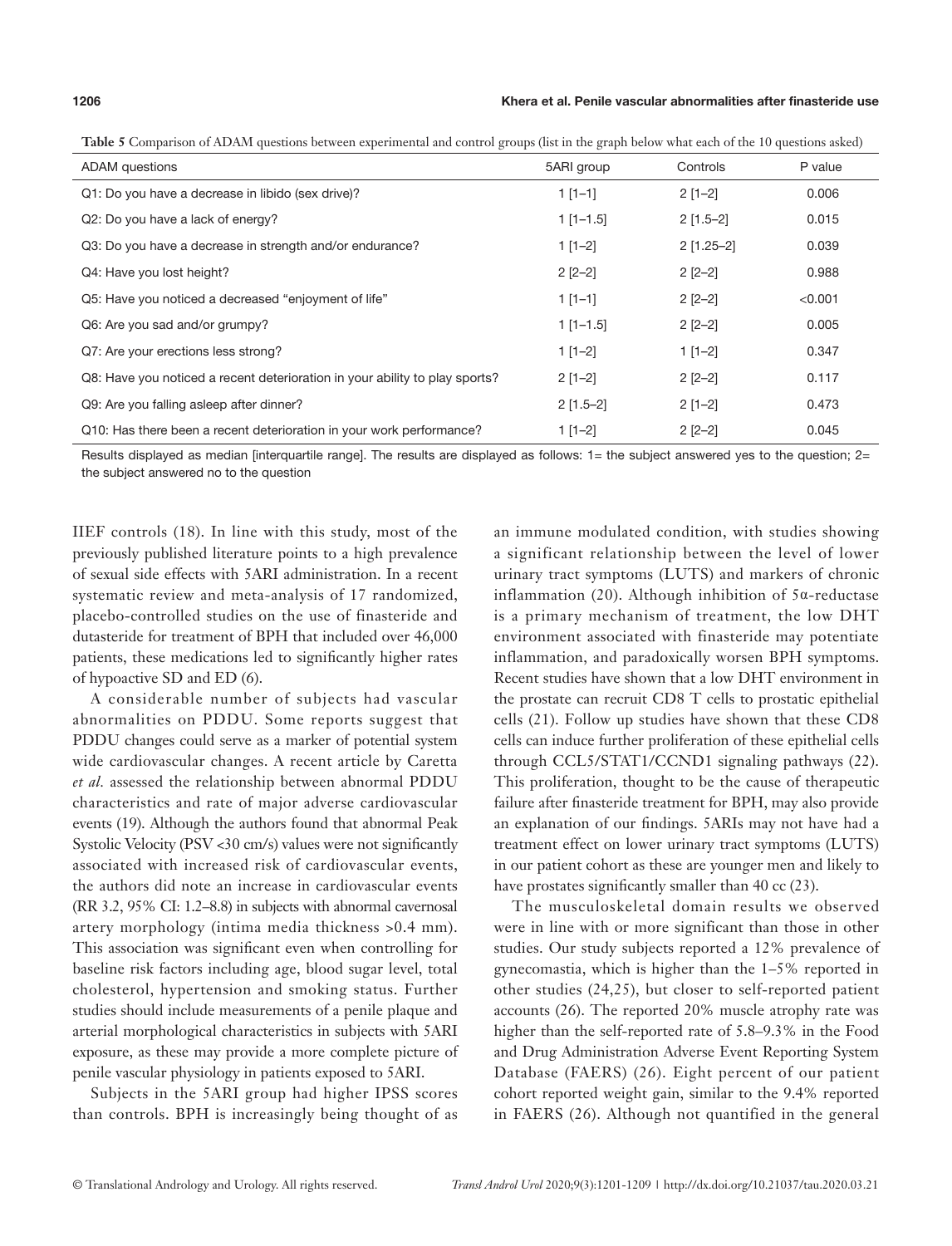**Table 5** Comparison of ADAM questions between experimental and control groups (list in the graph below what each of the 10 questions asked)

| ADAM questions | 5ARI group | Controls | P value |
|---|---|---|---|
| Q1: Do you have a decrease in libido (sex drive)? | 1 [1–1] | 2 [1–2] | 0.006 |
| Q2: Do you have a lack of energy? | 1 [1–1.5] | 2 [1.5–2] | 0.015 |
| Q3: Do you have a decrease in strength and/or endurance? | 1 [1–2] | 2 [1.25–2] | 0.039 |
| Q4: Have you lost height? | 2 [2–2] | 2 [2–2] | 0.988 |
| Q5: Have you noticed a decreased "enjoyment of life" | 1 [1–1] | 2 [2–2] | <0.001 |
| Q6: Are you sad and/or grumpy? | 1 [1–1.5] | 2 [2–2] | 0.005 |
| Q7: Are your erections less strong? | 1 [1–2] | 1 [1–2] | 0.347 |
| Q8: Have you noticed a recent deterioration in your ability to play sports? | 2 [1–2] | 2 [2–2] | 0.117 |
| Q9: Are you falling asleep after dinner? | 2 [1.5–2] | 2 [1–2] | 0.473 |
| Q10: Has there been a recent deterioration in your work performance? | 1 [1–2] | 2 [2–2] | 0.045 |

Results displayed as median [interquartile range]. The results are displayed as follows: 1= the subject answered yes to the question; 2= the subject answered no to the question

IIEF controls (18). In line with this study, most of the previously published literature points to a high prevalence of sexual side effects with 5ARI administration. In a recent systematic review and meta-analysis of 17 randomized, placebo-controlled studies on the use of finasteride and dutasteride for treatment of BPH that included over 46,000 patients, these medications led to significantly higher rates of hypoactive SD and ED (6).

A considerable number of subjects had vascular abnormalities on PDDU. Some reports suggest that PDDU changes could serve as a marker of potential system wide cardiovascular changes. A recent article by Caretta *et al.* assessed the relationship between abnormal PDDU characteristics and rate of major adverse cardiovascular events (19). Although the authors found that abnormal Peak Systolic Velocity (PSV <30 cm/s) values were not significantly associated with increased risk of cardiovascular events, the authors did note an increase in cardiovascular events (RR 3.2, 95% CI: 1.2–8.8) in subjects with abnormal cavernosal artery morphology (intima media thickness >0.4 mm). This association was significant even when controlling for baseline risk factors including age, blood sugar level, total cholesterol, hypertension and smoking status. Further studies should include measurements of a penile plaque and arterial morphological characteristics in subjects with 5ARI exposure, as these may provide a more complete picture of penile vascular physiology in patients exposed to 5ARI.

Subjects in the 5ARI group had higher IPSS scores than controls. BPH is increasingly being thought of as an immune modulated condition, with studies showing a significant relationship between the level of lower urinary tract symptoms (LUTS) and markers of chronic inflammation (20). Although inhibition of 5α-reductase is a primary mechanism of treatment, the low DHT environment associated with finasteride may potentiate inflammation, and paradoxically worsen BPH symptoms. Recent studies have shown that a low DHT environment in the prostate can recruit CD8 T cells to prostatic epithelial cells (21). Follow up studies have shown that these CD8 cells can induce further proliferation of these epithelial cells through CCL5/STAT1/CCND1 signaling pathways (22). This proliferation, thought to be the cause of therapeutic failure after finasteride treatment for BPH, may also provide an explanation of our findings. 5ARIs may not have had a treatment effect on lower urinary tract symptoms (LUTS) in our patient cohort as these are younger men and likely to have prostates significantly smaller than 40 cc (23).

The musculoskeletal domain results we observed were in line with or more significant than those in other studies. Our study subjects reported a 12% prevalence of gynecomastia, which is higher than the 1–5% reported in other studies (24,25), but closer to self-reported patient accounts (26). The reported 20% muscle atrophy rate was higher than the self-reported rate of 5.8–9.3% in the Food and Drug Administration Adverse Event Reporting System Database (FAERS) (26). Eight percent of our patient cohort reported weight gain, similar to the 9.4% reported in FAERS (26). Although not quantified in the general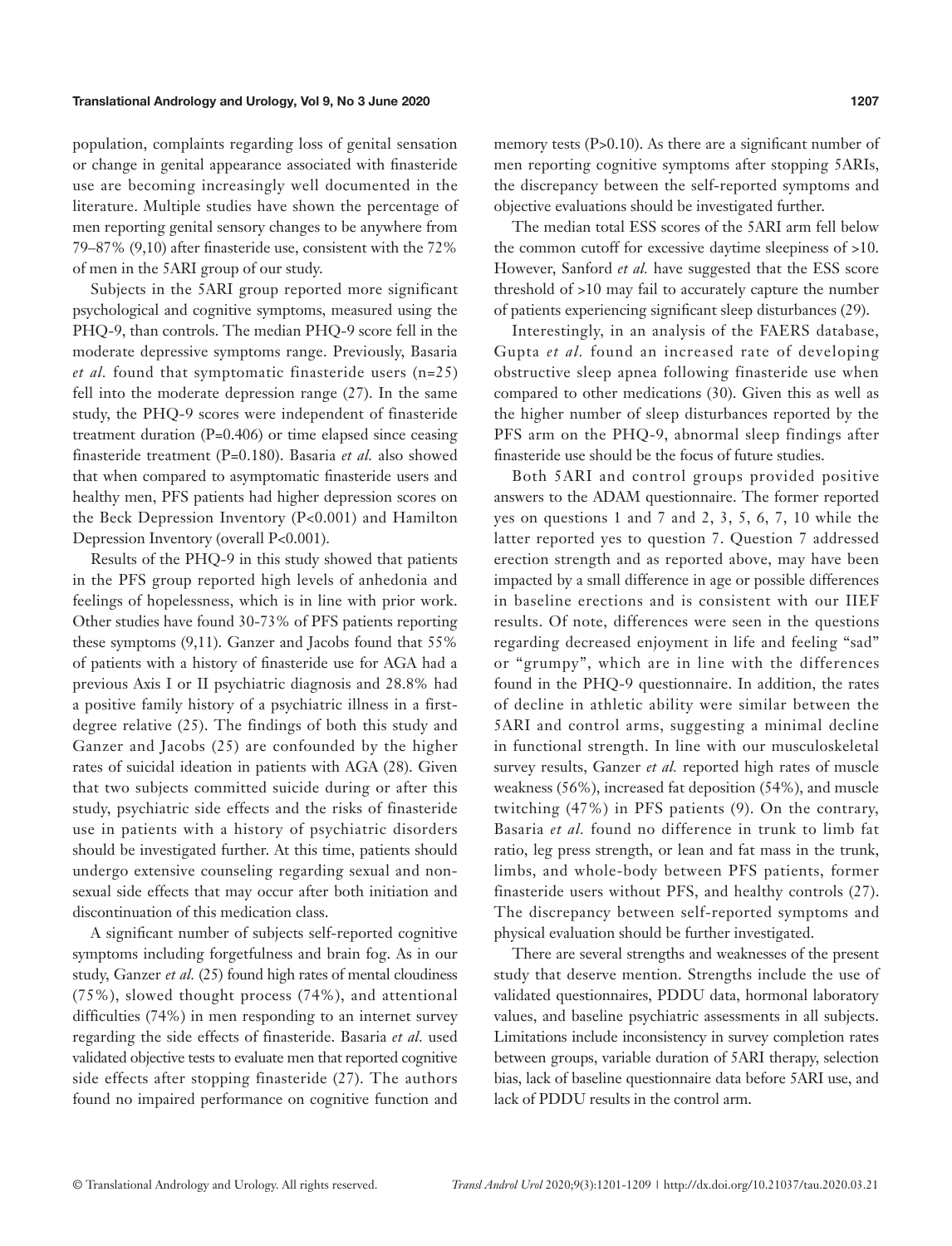population, complaints regarding loss of genital sensation or change in genital appearance associated with finasteride use are becoming increasingly well documented in the literature. Multiple studies have shown the percentage of men reporting genital sensory changes to be anywhere from 79–87% (9,10) after finasteride use, consistent with the 72% of men in the 5ARI group of our study.

Subjects in the 5ARI group reported more significant psychological and cognitive symptoms, measured using the PHQ-9, than controls. The median PHQ-9 score fell in the moderate depressive symptoms range. Previously, Basaria *et al.* found that symptomatic finasteride users (n=25) fell into the moderate depression range (27). In the same study, the PHQ-9 scores were independent of finasteride treatment duration (P=0.406) or time elapsed since ceasing finasteride treatment (P=0.180). Basaria *et al.* also showed that when compared to asymptomatic finasteride users and healthy men, PFS patients had higher depression scores on the Beck Depression Inventory (P<0.001) and Hamilton Depression Inventory (overall P<0.001).

Results of the PHQ-9 in this study showed that patients in the PFS group reported high levels of anhedonia and feelings of hopelessness, which is in line with prior work. Other studies have found 30-73% of PFS patients reporting these symptoms (9,11). Ganzer and Jacobs found that 55% of patients with a history of finasteride use for AGA had a previous Axis I or II psychiatric diagnosis and 28.8% had a positive family history of a psychiatric illness in a first-degree relative (25). The findings of both this study and Ganzer and Jacobs (25) are confounded by the higher rates of suicidal ideation in patients with AGA (28). Given that two subjects committed suicide during or after this study, psychiatric side effects and the risks of finasteride use in patients with a history of psychiatric disorders should be investigated further. At this time, patients should undergo extensive counseling regarding sexual and non-sexual side effects that may occur after both initiation and discontinuation of this medication class.

A significant number of subjects self-reported cognitive symptoms including forgetfulness and brain fog. As in our study, Ganzer *et al.* (25) found high rates of mental cloudiness (75%), slowed thought process (74%), and attentional difficulties (74%) in men responding to an internet survey regarding the side effects of finasteride. Basaria *et al.* used validated objective tests to evaluate men that reported cognitive side effects after stopping finasteride (27). The authors found no impaired performance on cognitive function and memory tests (P>0.10). As there are a significant number of men reporting cognitive symptoms after stopping 5ARIs, the discrepancy between the self-reported symptoms and objective evaluations should be investigated further.

The median total ESS scores of the 5ARI arm fell below the common cutoff for excessive daytime sleepiness of >10. However, Sanford *et al.* have suggested that the ESS score threshold of >10 may fail to accurately capture the number of patients experiencing significant sleep disturbances (29).

Interestingly, in an analysis of the FAERS database, Gupta *et al.* found an increased rate of developing obstructive sleep apnea following finasteride use when compared to other medications (30). Given this as well as the higher number of sleep disturbances reported by the PFS arm on the PHQ-9, abnormal sleep findings after finasteride use should be the focus of future studies.

Both 5ARI and control groups provided positive answers to the ADAM questionnaire. The former reported yes on questions 1 and 7 and 2, 3, 5, 6, 7, 10 while the latter reported yes to question 7. Question 7 addressed erection strength and as reported above, may have been impacted by a small difference in age or possible differences in baseline erections and is consistent with our IIEF results. Of note, differences were seen in the questions regarding decreased enjoyment in life and feeling "sad" or "grumpy", which are in line with the differences found in the PHQ-9 questionnaire. In addition, the rates of decline in athletic ability were similar between the 5ARI and control arms, suggesting a minimal decline in functional strength. In line with our musculoskeletal survey results, Ganzer *et al.* reported high rates of muscle weakness (56%), increased fat deposition (54%), and muscle twitching (47%) in PFS patients (9). On the contrary, Basaria *et al.* found no difference in trunk to limb fat ratio, leg press strength, or lean and fat mass in the trunk, limbs, and whole-body between PFS patients, former finasteride users without PFS, and healthy controls (27). The discrepancy between self-reported symptoms and physical evaluation should be further investigated.

There are several strengths and weaknesses of the present study that deserve mention. Strengths include the use of validated questionnaires, PDDU data, hormonal laboratory values, and baseline psychiatric assessments in all subjects. Limitations include inconsistency in survey completion rates between groups, variable duration of 5ARI therapy, selection bias, lack of baseline questionnaire data before 5ARI use, and lack of PDDU results in the control arm.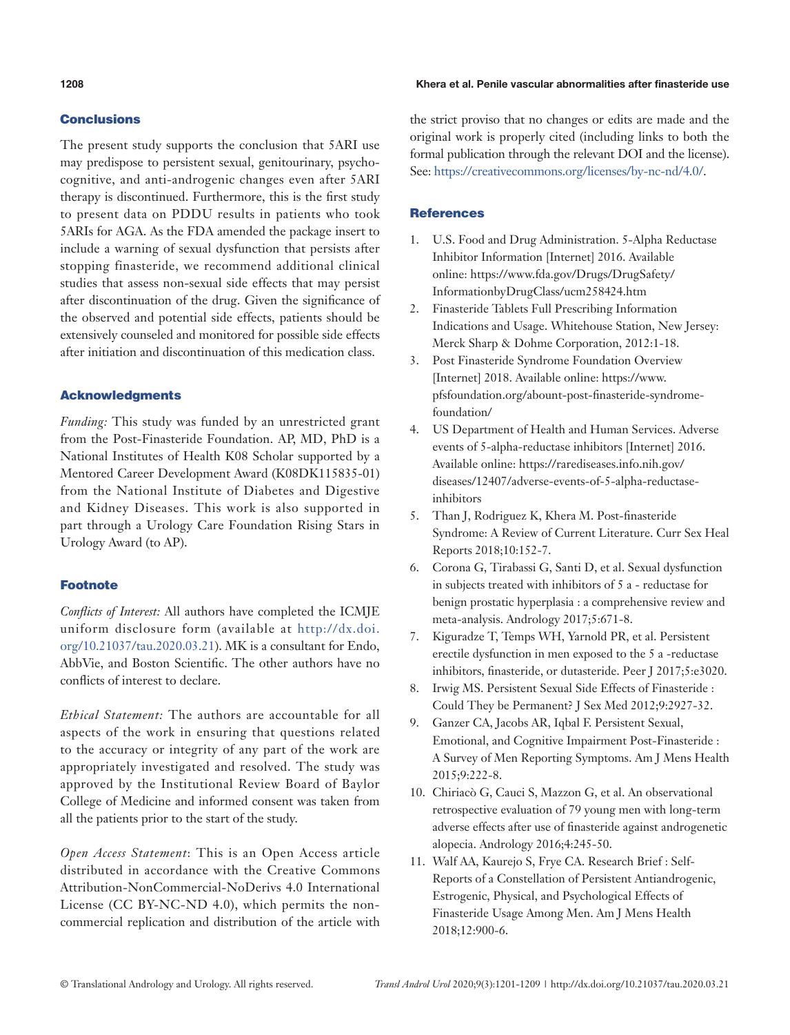## Conclusions

The present study supports the conclusion that 5ARI use may predispose to persistent sexual, genitourinary, psychocognitive, and anti-androgenic changes even after 5ARI therapy is discontinued. Furthermore, this is the first study to present data on PDDU results in patients who took 5ARIs for AGA. As the FDA amended the package insert to include a warning of sexual dysfunction that persists after stopping finasteride, we recommend additional clinical studies that assess non-sexual side effects that may persist after discontinuation of the drug. Given the significance of the observed and potential side effects, patients should be extensively counseled and monitored for possible side effects after initiation and discontinuation of this medication class.

## Acknowledgments

*Funding:* This study was funded by an unrestricted grant from the Post-Finasteride Foundation. AP, MD, PhD is a National Institutes of Health K08 Scholar supported by a Mentored Career Development Award (K08DK115835-01) from the National Institute of Diabetes and Digestive and Kidney Diseases. This work is also supported in part through a Urology Care Foundation Rising Stars in Urology Award (to AP).

## Footnote

*Conflicts of Interest:* All authors have completed the ICMJE uniform disclosure form (available at http://dx.doi.org/10.21037/tau.2020.03.21). MK is a consultant for Endo, AbbVie, and Boston Scientific. The other authors have no conflicts of interest to declare.

*Ethical Statement:* The authors are accountable for all aspects of the work in ensuring that questions related to the accuracy or integrity of any part of the work are appropriately investigated and resolved. The study was approved by the Institutional Review Board of Baylor College of Medicine and informed consent was taken from all the patients prior to the start of the study.

*Open Access Statement*: This is an Open Access article distributed in accordance with the Creative Commons Attribution-NonCommercial-NoDerivs 4.0 International License (CC BY-NC-ND 4.0), which permits the non-commercial replication and distribution of the article with the strict proviso that no changes or edits are made and the original work is properly cited (including links to both the formal publication through the relevant DOI and the license). See: https://creativecommons.org/licenses/by-nc-nd/4.0/.

## References

1. U.S. Food and Drug Administration. 5-Alpha Reductase Inhibitor Information [Internet] 2016. Available online: https://www.fda.gov/Drugs/DrugSafety/InformationbyDrugClass/ucm258424.htm
2. Finasteride Tablets Full Prescribing Information Indications and Usage. Whitehouse Station, New Jersey: Merck Sharp & Dohme Corporation, 2012:1-18.
3. Post Finasteride Syndrome Foundation Overview [Internet] 2018. Available online: https://www.pfsfoundation.org/abount-post-finasteride-syndrome-foundation/
4. US Department of Health and Human Services. Adverse events of 5-alpha-reductase inhibitors [Internet] 2016. Available online: https://rarediseases.info.nih.gov/diseases/12407/adverse-events-of-5-alpha-reductase-inhibitors
5. Than J, Rodriguez K, Khera M. Post-finasteride Syndrome: A Review of Current Literature. Curr Sex Heal Reports 2018;10:152-7.
6. Corona G, Tirabassi G, Santi D, et al. Sexual dysfunction in subjects treated with inhibitors of 5 a - reductase for benign prostatic hyperplasia : a comprehensive review and meta-analysis. Andrology 2017;5:671-8.
7. Kiguradze T, Temps WH, Yarnold PR, et al. Persistent erectile dysfunction in men exposed to the 5 a -reductase inhibitors, finasteride, or dutasteride. Peer J 2017;5:e3020.
8. Irwig MS. Persistent Sexual Side Effects of Finasteride : Could They be Permanent? J Sex Med 2012;9:2927-32.
9. Ganzer CA, Jacobs AR, Iqbal F. Persistent Sexual, Emotional, and Cognitive Impairment Post-Finasteride : A Survey of Men Reporting Symptoms. Am J Mens Health 2015;9:222-8.
10. Chiriacò G, Cauci S, Mazzon G, et al. An observational retrospective evaluation of 79 young men with long-term adverse effects after use of finasteride against androgenetic alopecia. Andrology 2016;4:245-50.
11. Walf AA, Kaurejo S, Frye CA. Research Brief : Self-Reports of a Constellation of Persistent Antiandrogenic, Estrogenic, Physical, and Psychological Effects of Finasteride Usage Among Men. Am J Mens Health 2018;12:900-6.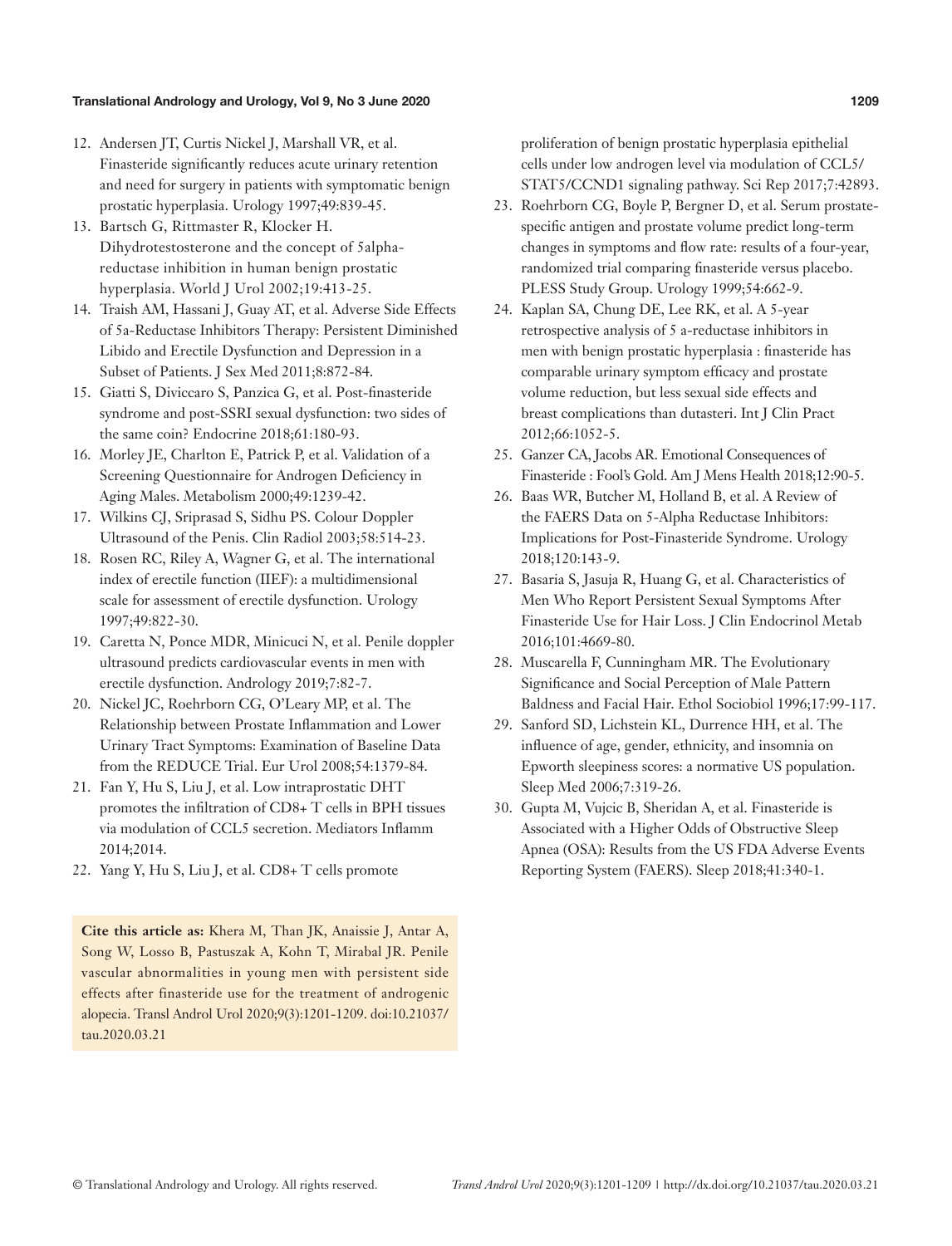12. Andersen JT, Curtis Nickel J, Marshall VR, et al. Finasteride significantly reduces acute urinary retention and need for surgery in patients with symptomatic benign prostatic hyperplasia. Urology 1997;49:839-45.
13. Bartsch G, Rittmaster R, Klocker H. Dihydrotestosterone and the concept of 5alpha-reductase inhibition in human benign prostatic hyperplasia. World J Urol 2002;19:413-25.
14. Traish AM, Hassani J, Guay AT, et al. Adverse Side Effects of 5a-Reductase Inhibitors Therapy: Persistent Diminished Libido and Erectile Dysfunction and Depression in a Subset of Patients. J Sex Med 2011;8:872-84.
15. Giatti S, Diviccaro S, Panzica G, et al. Post-finasteride syndrome and post-SSRI sexual dysfunction: two sides of the same coin? Endocrine 2018;61:180-93.
16. Morley JE, Charlton E, Patrick P, et al. Validation of a Screening Questionnaire for Androgen Deficiency in Aging Males. Metabolism 2000;49:1239-42.
17. Wilkins CJ, Sriprasad S, Sidhu PS. Colour Doppler Ultrasound of the Penis. Clin Radiol 2003;58:514-23.
18. Rosen RC, Riley A, Wagner G, et al. The international index of erectile function (IIEF): a multidimensional scale for assessment of erectile dysfunction. Urology 1997;49:822-30.
19. Caretta N, Ponce MDR, Minicuci N, et al. Penile doppler ultrasound predicts cardiovascular events in men with erectile dysfunction. Andrology 2019;7:82-7.
20. Nickel JC, Roehrborn CG, O'Leary MP, et al. The Relationship between Prostate Inflammation and Lower Urinary Tract Symptoms: Examination of Baseline Data from the REDUCE Trial. Eur Urol 2008;54:1379-84.
21. Fan Y, Hu S, Liu J, et al. Low intraprostatic DHT promotes the infiltration of CD8+ T cells in BPH tissues via modulation of CCL5 secretion. Mediators Inflamm 2014;2014.
22. Yang Y, Hu S, Liu J, et al. CD8+ T cells promote proliferation of benign prostatic hyperplasia epithelial cells under low androgen level via modulation of CCL5/STAT5/CCND1 signaling pathway. Sci Rep 2017;7:42893.
23. Roehrborn CG, Boyle P, Bergner D, et al. Serum prostate-specific antigen and prostate volume predict long-term changes in symptoms and flow rate: results of a four-year, randomized trial comparing finasteride versus placebo. PLESS Study Group. Urology 1999;54:662-9.
24. Kaplan SA, Chung DE, Lee RK, et al. A 5-year retrospective analysis of 5 a-reductase inhibitors in men with benign prostatic hyperplasia : finasteride has comparable urinary symptom efficacy and prostate volume reduction, but less sexual side effects and breast complications than dutasteri. Int J Clin Pract 2012;66:1052-5.
25. Ganzer CA, Jacobs AR. Emotional Consequences of Finasteride : Fool's Gold. Am J Mens Health 2018;12:90-5.
26. Baas WR, Butcher M, Holland B, et al. A Review of the FAERS Data on 5-Alpha Reductase Inhibitors: Implications for Post-Finasteride Syndrome. Urology 2018;120:143-9.
27. Basaria S, Jasuja R, Huang G, et al. Characteristics of Men Who Report Persistent Sexual Symptoms After Finasteride Use for Hair Loss. J Clin Endocrinol Metab 2016;101:4669-80.
28. Muscarella F, Cunningham MR. The Evolutionary Significance and Social Perception of Male Pattern Baldness and Facial Hair. Ethol Sociobiol 1996;17:99-117.
29. Sanford SD, Lichstein KL, Durrence HH, et al. The influence of age, gender, ethnicity, and insomnia on Epworth sleepiness scores: a normative US population. Sleep Med 2006;7:319-26.
30. Gupta M, Vujcic B, Sheridan A, et al. Finasteride is Associated with a Higher Odds of Obstructive Sleep Apnea (OSA): Results from the US FDA Adverse Events Reporting System (FAERS). Sleep 2018;41:340-1.

**Cite this article as:** Khera M, Than JK, Anaissie J, Antar A, Song W, Losso B, Pastuszak A, Kohn T, Mirabal JR. Penile vascular abnormalities in young men with persistent side effects after finasteride use for the treatment of androgenic alopecia. Transl Androl Urol 2020;9(3):1201-1209. doi:10.21037/tau.2020.03.21